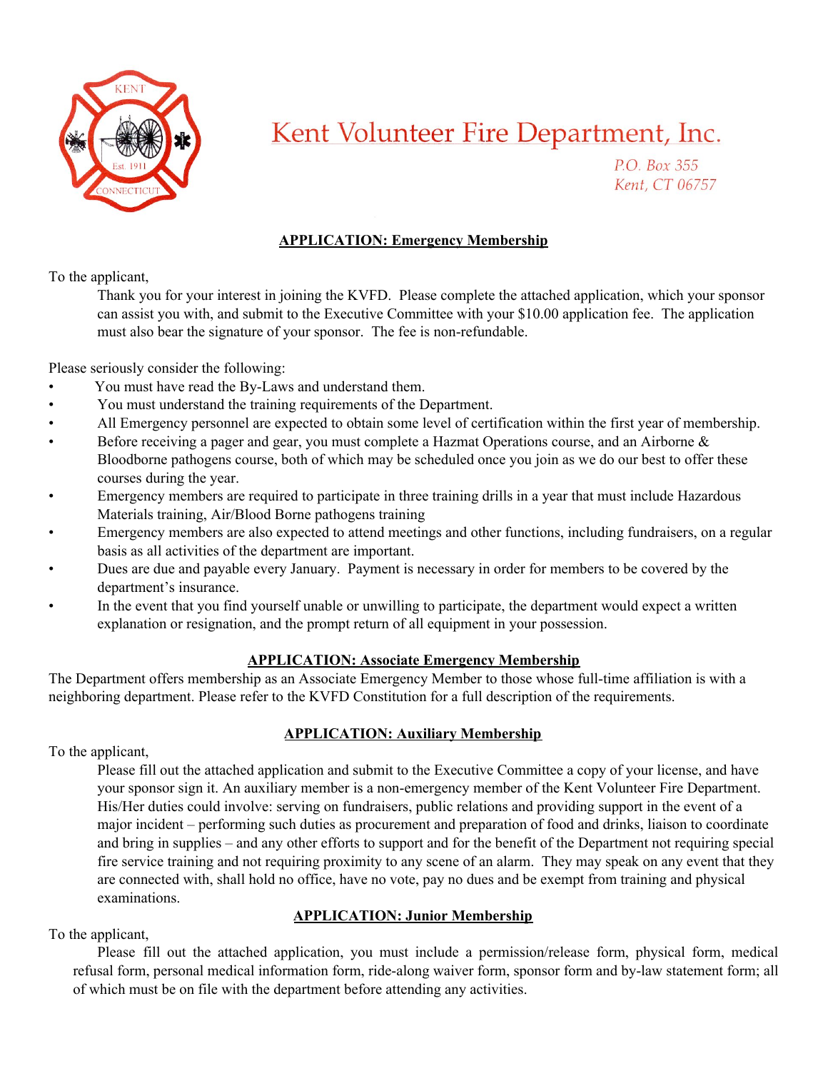# Kent Volunteer Fire Department, Inc.

P.O. Box 355
Kent, CT 06757

## APPLICATION: Emergency Membership

To the applicant,

Thank you for your interest in joining the KVFD. Please complete the attached application, which your sponsor can assist you with, and submit to the Executive Committee with your $10.00 application fee. The application must also bear the signature of your sponsor. The fee is non-refundable.

Please seriously consider the following:

- You must have read the By-Laws and understand them.
- You must understand the training requirements of the Department.
- All Emergency personnel are expected to obtain some level of certification within the first year of membership.
- Before receiving a pager and gear, you must complete a Hazmat Operations course, and an Airborne & Bloodborne pathogens course, both of which may be scheduled once you join as we do our best to offer these courses during the year.
- Emergency members are required to participate in three training drills in a year that must include Hazardous Materials training, Air/Blood Borne pathogens training
- Emergency members are also expected to attend meetings and other functions, including fundraisers, on a regular basis as all activities of the department are important.
- Dues are due and payable every January. Payment is necessary in order for members to be covered by the department's insurance.
- In the event that you find yourself unable or unwilling to participate, the department would expect a written explanation or resignation, and the prompt return of all equipment in your possession.

## APPLICATION: Associate Emergency Membership

The Department offers membership as an Associate Emergency Member to those whose full-time affiliation is with a neighboring department. Please refer to the KVFD Constitution for a full description of the requirements.

## APPLICATION: Auxiliary Membership

To the applicant,

Please fill out the attached application and submit to the Executive Committee a copy of your license, and have your sponsor sign it. An auxiliary member is a non-emergency member of the Kent Volunteer Fire Department. His/Her duties could involve: serving on fundraisers, public relations and providing support in the event of a major incident – performing such duties as procurement and preparation of food and drinks, liaison to coordinate and bring in supplies – and any other efforts to support and for the benefit of the Department not requiring special fire service training and not requiring proximity to any scene of an alarm. They may speak on any event that they are connected with, shall hold no office, have no vote, pay no dues and be exempt from training and physical examinations.

## APPLICATION: Junior Membership

To the applicant,

Please fill out the attached application, you must include a permission/release form, physical form, medical refusal form, personal medical information form, ride-along waiver form, sponsor form and by-law statement form; all of which must be on file with the department before attending any activities.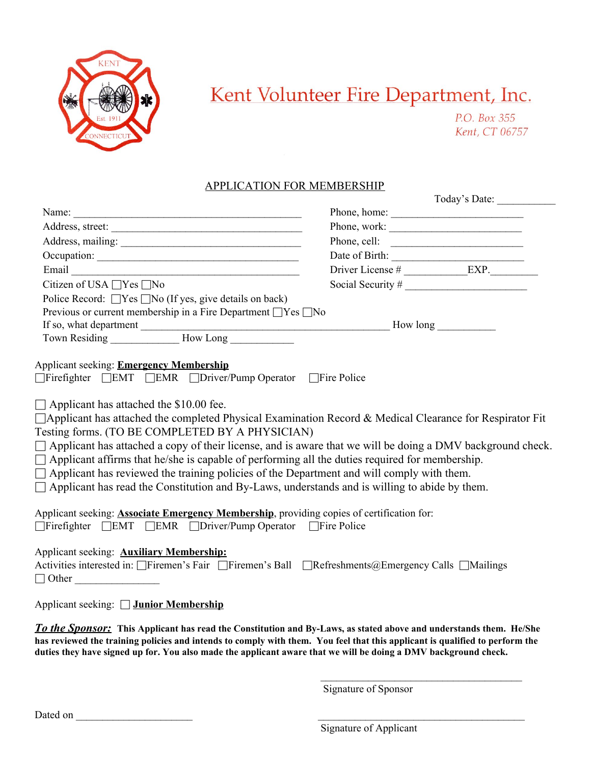# Kent Volunteer Fire Department, Inc.

*P.O. Box 355*
*Kent, CT 06757*

## APPLICATION FOR MEMBERSHIP

Today's Date: ___________

Name: ____________________________________________ Phone, home: ________________________

Address, street: ____________________________________ Phone, work: ________________________

Address, mailing: __________________________________ Phone, cell: ________________________

Occupation: _______________________________________ Date of Birth: ________________________

Email ____________________________________________ Driver License # ___________EXP._________

Citizen of USA ☐Yes ☐No Social Security # ______________________

Police Record: ☐Yes ☐No (If yes, give details on back)

Previous or current membership in a Fire Department ☐Yes ☐No

If so, what department ______________________________________________ How long ___________

Town Residing _____________ How Long ____________

Applicant seeking: **Emergency Membership**

☐Firefighter ☐EMT ☐EMR ☐Driver/Pump Operator ☐Fire Police

☐ Applicant has attached the $10.00 fee.

☐Applicant has attached the completed Physical Examination Record & Medical Clearance for Respirator Fit Testing forms. (TO BE COMPLETED BY A PHYSICIAN)

☐ Applicant has attached a copy of their license, and is aware that we will be doing a DMV background check.

☐ Applicant affirms that he/she is capable of performing all the duties required for membership.

☐ Applicant has reviewed the training policies of the Department and will comply with them.

☐ Applicant has read the Constitution and By-Laws, understands and is willing to abide by them.

Applicant seeking: **Associate Emergency Membership**, providing copies of certification for:

☐Firefighter ☐EMT ☐EMR ☐Driver/Pump Operator ☐Fire Police

Applicant seeking: **Auxiliary Membership:**

Activities interested in: ☐Firemen's Fair ☐Firemen's Ball ☐Refreshments@Emergency Calls ☐Mailings

☐ Other _______________

Applicant seeking: ☐ **Junior Membership**

***To the Sponsor:*** **This Applicant has read the Constitution and By-Laws, as stated above and understands them. He/She has reviewed the training policies and intends to comply with them. You feel that this applicant is qualified to perform the duties they have signed up for. You also made the applicant aware that we will be doing a DMV background check.**

________________________________________
Signature of Sponsor

Dated on ______________________

________________________________________
Signature of Applicant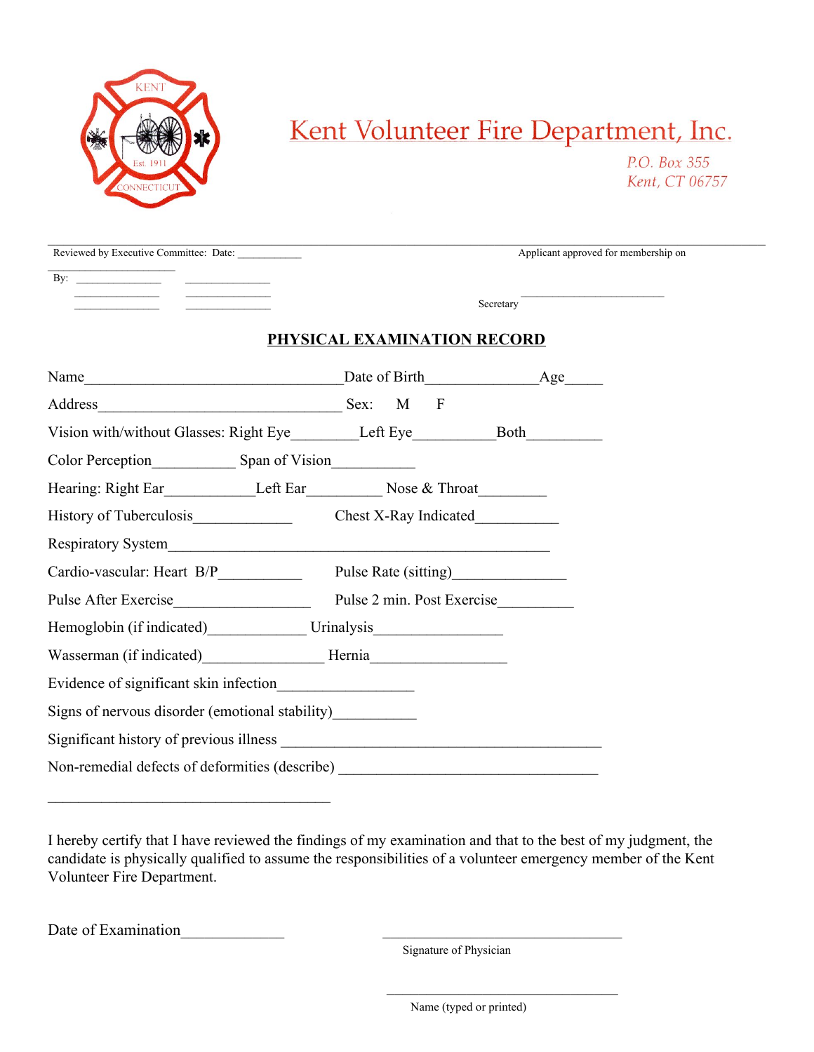# Kent Volunteer Fire Department, Inc.

*P.O. Box 355*
*Kent, CT 06757*

---

Reviewed by Executive Committee: Date: ___________ Applicant approved for membership on ______________________

By: ______________ ______________
______________ ______________
______________ ______________

Secretary ________________________

## PHYSICAL EXAMINATION RECORD

Name__________________________________ Date of Birth______________ Age_____

Address________________________________ Sex: M F

Vision with/without Glasses: Right Eye________ Left Eye__________ Both_________

Color Perception__________ Span of Vision__________

Hearing: Right Ear___________ Left Ear_________ Nose & Throat________

History of Tuberculosis____________ Chest X-Ray Indicated__________

Respiratory System__________________________________________________

Cardio-vascular: Heart B/P__________ Pulse Rate (sitting)______________

Pulse After Exercise_________________ Pulse 2 min. Post Exercise_________

Hemoglobin (if indicated)____________ Urinalysis________________

Wasserman (if indicated)_______________ Hernia_________________

Evidence of significant skin infection________________

Signs of nervous disorder (emotional stability)__________

Significant history of previous illness ________________________________________

Non-remedial defects of deformities (describe) ________________________________

_____________________________________

I hereby certify that I have reviewed the findings of my examination and that to the best of my judgment, the candidate is physically qualified to assume the responsibilities of a volunteer emergency member of the Kent Volunteer Fire Department.

Date of Examination____________ _______________________________
Signature of Physician

_______________________________
Name (typed or printed)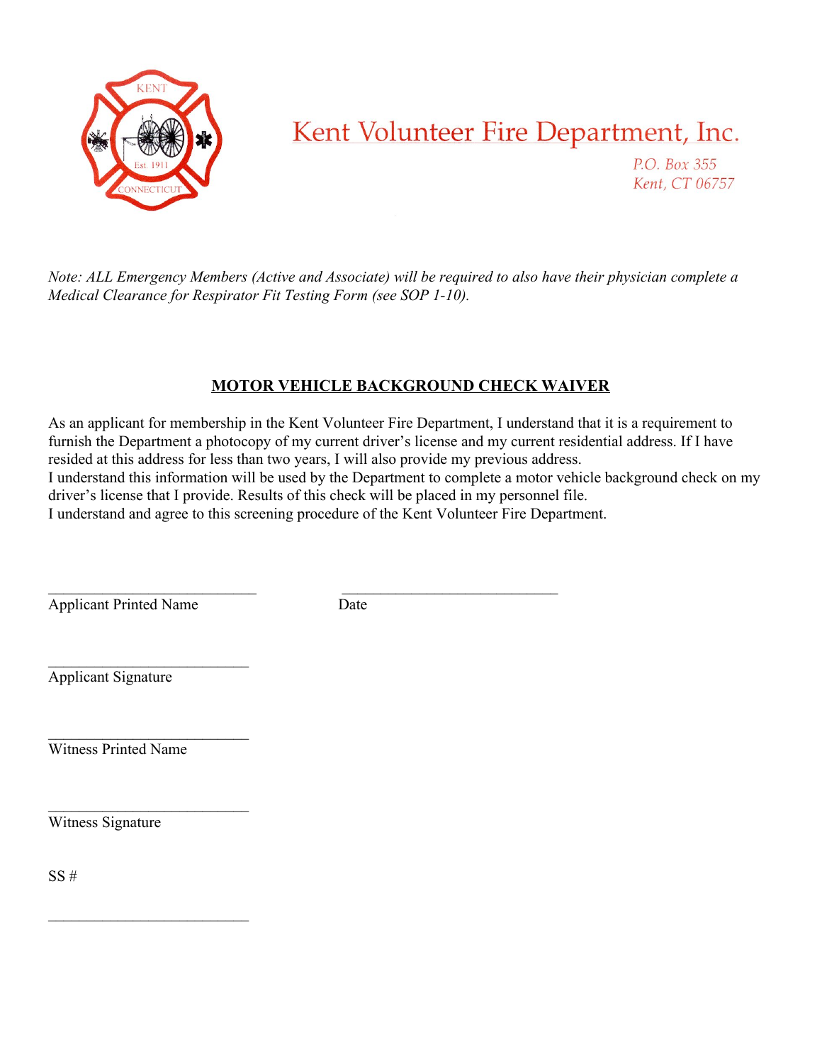# Kent Volunteer Fire Department, Inc.

P.O. Box 355
Kent, CT 06757

*Note: ALL Emergency Members (Active and Associate) will be required to also have their physician complete a Medical Clearance for Respirator Fit Testing Form (see SOP 1-10).*

## MOTOR VEHICLE BACKGROUND CHECK WAIVER

As an applicant for membership in the Kent Volunteer Fire Department, I understand that it is a requirement to furnish the Department a photocopy of my current driver's license and my current residential address. If I have resided at this address for less than two years, I will also provide my previous address.
I understand this information will be used by the Department to complete a motor vehicle background check on my driver's license that I provide. Results of this check will be placed in my personnel file.
I understand and agree to this screening procedure of the Kent Volunteer Fire Department.

___________________________ ___________________________
Applicant Printed Name Date

___________________________
Applicant Signature

___________________________
Witness Printed Name

___________________________
Witness Signature

SS #

___________________________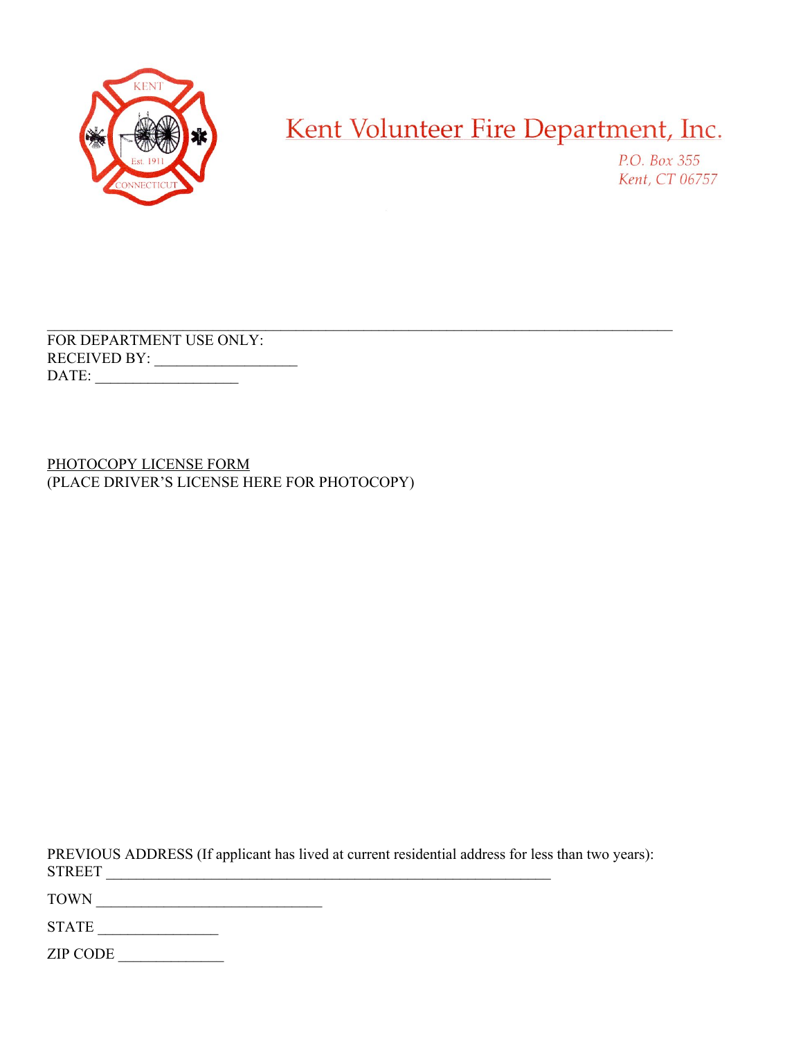# Kent Volunteer Fire Department, Inc.

*P.O. Box 355*
*Kent, CT 06757*

---

FOR DEPARTMENT USE ONLY:
RECEIVED BY: ___________________
DATE: ___________________

PHOTOCOPY LICENSE FORM
(PLACE DRIVER'S LICENSE HERE FOR PHOTOCOPY)

PREVIOUS ADDRESS (If applicant has lived at current residential address for less than two years):
STREET ___________________________________________________________

TOWN ______________________________

STATE ________________

ZIP CODE ______________